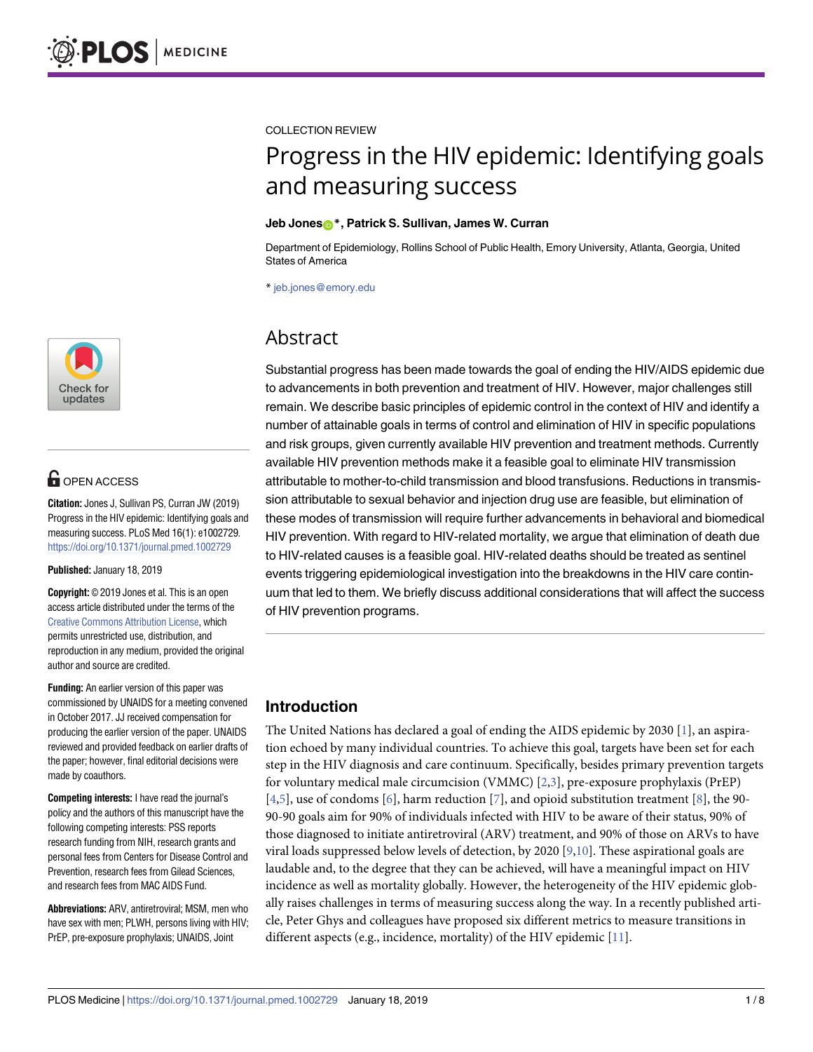COLLECTION REVIEW

# Progress in the HIV epidemic: Identifying goals and measuring success

**Jeb Jones*, Patrick S. Sullivan, James W. Curran**

Department of Epidemiology, Rollins School of Public Health, Emory University, Atlanta, Georgia, United States of America

* jeb.jones@emory.edu

OPEN ACCESS

**Citation:** Jones J, Sullivan PS, Curran JW (2019) Progress in the HIV epidemic: Identifying goals and measuring success. PLoS Med 16(1): e1002729. https://doi.org/10.1371/journal.pmed.1002729

**Published:** January 18, 2019

**Copyright:** © 2019 Jones et al. This is an open access article distributed under the terms of the Creative Commons Attribution License, which permits unrestricted use, distribution, and reproduction in any medium, provided the original author and source are credited.

**Funding:** An earlier version of this paper was commissioned by UNAIDS for a meeting convened in October 2017. JJ received compensation for producing the earlier version of the paper. UNAIDS reviewed and provided feedback on earlier drafts of the paper; however, final editorial decisions were made by coauthors.

**Competing interests:** I have read the journal's policy and the authors of this manuscript have the following competing interests: PSS reports research funding from NIH, research grants and personal fees from Centers for Disease Control and Prevention, research fees from Gilead Sciences, and research fees from MAC AIDS Fund.

**Abbreviations:** ARV, antiretroviral; MSM, men who have sex with men; PLWH, persons living with HIV; PrEP, pre-exposure prophylaxis; UNAIDS, Joint

## Abstract

Substantial progress has been made towards the goal of ending the HIV/AIDS epidemic due to advancements in both prevention and treatment of HIV. However, major challenges still remain. We describe basic principles of epidemic control in the context of HIV and identify a number of attainable goals in terms of control and elimination of HIV in specific populations and risk groups, given currently available HIV prevention and treatment methods. Currently available HIV prevention methods make it a feasible goal to eliminate HIV transmission attributable to mother-to-child transmission and blood transfusions. Reductions in transmission attributable to sexual behavior and injection drug use are feasible, but elimination of these modes of transmission will require further advancements in behavioral and biomedical HIV prevention. With regard to HIV-related mortality, we argue that elimination of death due to HIV-related causes is a feasible goal. HIV-related deaths should be treated as sentinel events triggering epidemiological investigation into the breakdowns in the HIV care continuum that led to them. We briefly discuss additional considerations that will affect the success of HIV prevention programs.

## Introduction

The United Nations has declared a goal of ending the AIDS epidemic by 2030 [1], an aspiration echoed by many individual countries. To achieve this goal, targets have been set for each step in the HIV diagnosis and care continuum. Specifically, besides primary prevention targets for voluntary medical male circumcision (VMMC) [2,3], pre-exposure prophylaxis (PrEP) [4,5], use of condoms [6], harm reduction [7], and opioid substitution treatment [8], the 90-90-90 goals aim for 90% of individuals infected with HIV to be aware of their status, 90% of those diagnosed to initiate antiretroviral (ARV) treatment, and 90% of those on ARVs to have viral loads suppressed below levels of detection, by 2020 [9,10]. These aspirational goals are laudable and, to the degree that they can be achieved, will have a meaningful impact on HIV incidence as well as mortality globally. However, the heterogeneity of the HIV epidemic globally raises challenges in terms of measuring success along the way. In a recently published article, Peter Ghys and colleagues have proposed six different metrics to measure transitions in different aspects (e.g., incidence, mortality) of the HIV epidemic [11].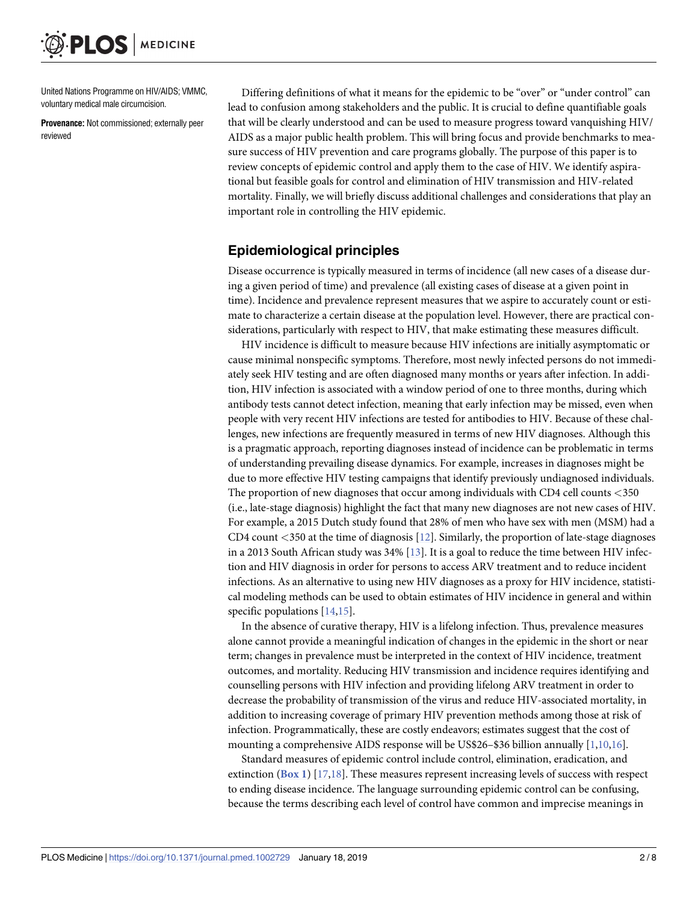United Nations Programme on HIV/AIDS; VMMC, voluntary medical male circumcision.

**Provenance:** Not commissioned; externally peer reviewed

Differing definitions of what it means for the epidemic to be "over" or "under control" can lead to confusion among stakeholders and the public. It is crucial to define quantifiable goals that will be clearly understood and can be used to measure progress toward vanquishing HIV/AIDS as a major public health problem. This will bring focus and provide benchmarks to measure success of HIV prevention and care programs globally. The purpose of this paper is to review concepts of epidemic control and apply them to the case of HIV. We identify aspirational but feasible goals for control and elimination of HIV transmission and HIV-related mortality. Finally, we will briefly discuss additional challenges and considerations that play an important role in controlling the HIV epidemic.

## Epidemiological principles

Disease occurrence is typically measured in terms of incidence (all new cases of a disease during a given period of time) and prevalence (all existing cases of disease at a given point in time). Incidence and prevalence represent measures that we aspire to accurately count or estimate to characterize a certain disease at the population level. However, there are practical considerations, particularly with respect to HIV, that make estimating these measures difficult.

HIV incidence is difficult to measure because HIV infections are initially asymptomatic or cause minimal nonspecific symptoms. Therefore, most newly infected persons do not immediately seek HIV testing and are often diagnosed many months or years after infection. In addition, HIV infection is associated with a window period of one to three months, during which antibody tests cannot detect infection, meaning that early infection may be missed, even when people with very recent HIV infections are tested for antibodies to HIV. Because of these challenges, new infections are frequently measured in terms of new HIV diagnoses. Although this is a pragmatic approach, reporting diagnoses instead of incidence can be problematic in terms of understanding prevailing disease dynamics. For example, increases in diagnoses might be due to more effective HIV testing campaigns that identify previously undiagnosed individuals. The proportion of new diagnoses that occur among individuals with CD4 cell counts <350 (i.e., late-stage diagnosis) highlight the fact that many new diagnoses are not new cases of HIV. For example, a 2015 Dutch study found that 28% of men who have sex with men (MSM) had a CD4 count <350 at the time of diagnosis [12]. Similarly, the proportion of late-stage diagnoses in a 2013 South African study was 34% [13]. It is a goal to reduce the time between HIV infection and HIV diagnosis in order for persons to access ARV treatment and to reduce incident infections. As an alternative to using new HIV diagnoses as a proxy for HIV incidence, statistical modeling methods can be used to obtain estimates of HIV incidence in general and within specific populations [14,15].

In the absence of curative therapy, HIV is a lifelong infection. Thus, prevalence measures alone cannot provide a meaningful indication of changes in the epidemic in the short or near term; changes in prevalence must be interpreted in the context of HIV incidence, treatment outcomes, and mortality. Reducing HIV transmission and incidence requires identifying and counselling persons with HIV infection and providing lifelong ARV treatment in order to decrease the probability of transmission of the virus and reduce HIV-associated mortality, in addition to increasing coverage of primary HIV prevention methods among those at risk of infection. Programmatically, these are costly endeavors; estimates suggest that the cost of mounting a comprehensive AIDS response will be US$26–$36 billion annually [1,10,16].

Standard measures of epidemic control include control, elimination, eradication, and extinction (**Box 1**) [17,18]. These measures represent increasing levels of success with respect to ending disease incidence. The language surrounding epidemic control can be confusing, because the terms describing each level of control have common and imprecise meanings in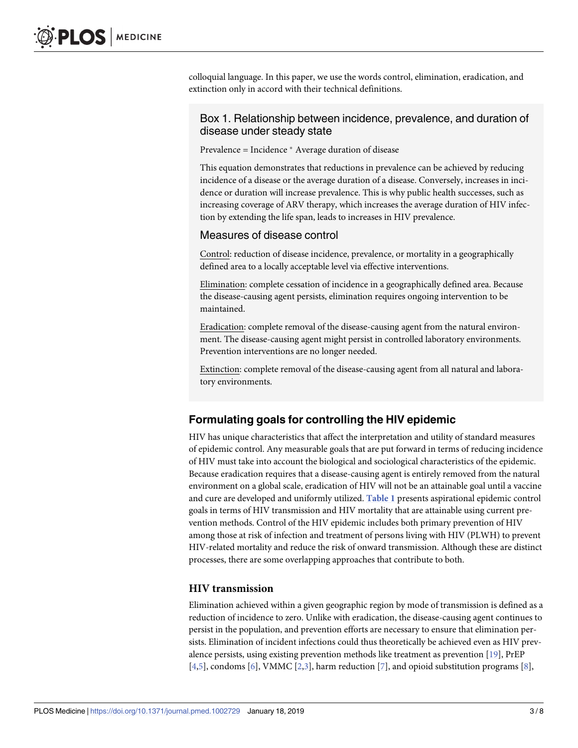colloquial language. In this paper, we use the words control, elimination, eradication, and extinction only in accord with their technical definitions.

> ### Box 1. Relationship between incidence, prevalence, and duration of disease under steady state
>
> Prevalence = Incidence * Average duration of disease
>
> This equation demonstrates that reductions in prevalence can be achieved by reducing incidence of a disease or the average duration of a disease. Conversely, increases in incidence or duration will increase prevalence. This is why public health successes, such as increasing coverage of ARV therapy, which increases the average duration of HIV infection by extending the life span, leads to increases in HIV prevalence.
>
> #### Measures of disease control
>
> Control: reduction of disease incidence, prevalence, or mortality in a geographically defined area to a locally acceptable level via effective interventions.
>
> Elimination: complete cessation of incidence in a geographically defined area. Because the disease-causing agent persists, elimination requires ongoing intervention to be maintained.
>
> Eradication: complete removal of the disease-causing agent from the natural environment. The disease-causing agent might persist in controlled laboratory environments. Prevention interventions are no longer needed.
>
> Extinction: complete removal of the disease-causing agent from all natural and laboratory environments.

## Formulating goals for controlling the HIV epidemic

HIV has unique characteristics that affect the interpretation and utility of standard measures of epidemic control. Any measurable goals that are put forward in terms of reducing incidence of HIV must take into account the biological and sociological characteristics of the epidemic. Because eradication requires that a disease-causing agent is entirely removed from the natural environment on a global scale, eradication of HIV will not be an attainable goal until a vaccine and cure are developed and uniformly utilized. **Table 1** presents aspirational epidemic control goals in terms of HIV transmission and HIV mortality that are attainable using current prevention methods. Control of the HIV epidemic includes both primary prevention of HIV among those at risk of infection and treatment of persons living with HIV (PLWH) to prevent HIV-related mortality and reduce the risk of onward transmission. Although these are distinct processes, there are some overlapping approaches that contribute to both.

### HIV transmission

Elimination achieved within a given geographic region by mode of transmission is defined as a reduction of incidence to zero. Unlike with eradication, the disease-causing agent continues to persist in the population, and prevention efforts are necessary to ensure that elimination persists. Elimination of incident infections could thus theoretically be achieved even as HIV prevalence persists, using existing prevention methods like treatment as prevention [19], PrEP [4,5], condoms [6], VMMC [2,3], harm reduction [7], and opioid substitution programs [8],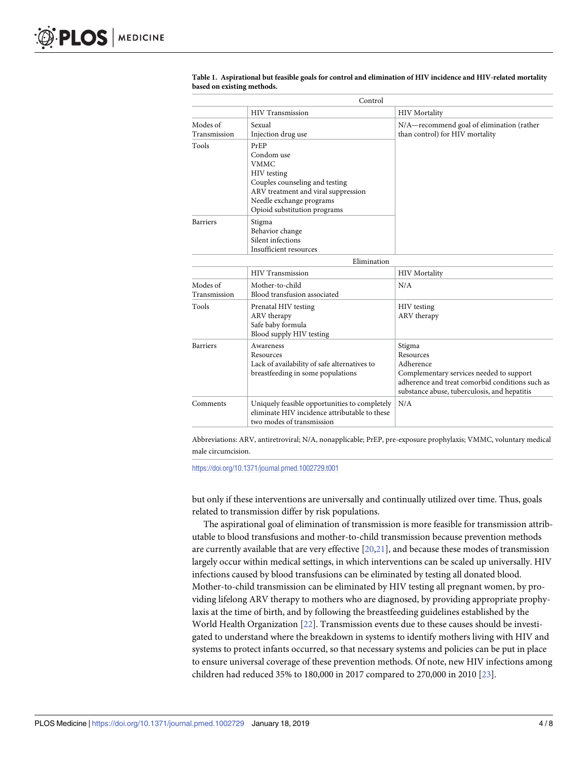**Table 1. Aspirational but feasible goals for control and elimination of HIV incidence and HIV-related mortality based on existing methods.**

| | Control | |
|---|---|---|
| | HIV Transmission | HIV Mortality |
| Modes of Transmission | Sexual<br>Injection drug use | N/A—recommend goal of elimination (rather than control) for HIV mortality |
| Tools | PrEP<br>Condom use<br>VMMC<br>HIV testing<br>Couples counseling and testing<br>ARV treatment and viral suppression<br>Needle exchange programs<br>Opioid substitution programs | |
| Barriers | Stigma<br>Behavior change<br>Silent infections<br>Insufficient resources | |
| | **Elimination** | |
| | HIV Transmission | HIV Mortality |
| Modes of Transmission | Mother-to-child<br>Blood transfusion associated | N/A |
| Tools | Prenatal HIV testing<br>ARV therapy<br>Safe baby formula<br>Blood supply HIV testing | HIV testing<br>ARV therapy |
| Barriers | Awareness<br>Resources<br>Lack of availability of safe alternatives to breastfeeding in some populations | Stigma<br>Resources<br>Adherence<br>Complementary services needed to support adherence and treat comorbid conditions such as substance abuse, tuberculosis, and hepatitis |
| Comments | Uniquely feasible opportunities to completely eliminate HIV incidence attributable to these two modes of transmission | N/A |

Abbreviations: ARV, antiretroviral; N/A, nonapplicable; PrEP, pre-exposure prophylaxis; VMMC, voluntary medical male circumcision.

https://doi.org/10.1371/journal.pmed.1002729.t001

but only if these interventions are universally and continually utilized over time. Thus, goals related to transmission differ by risk populations.

The aspirational goal of elimination of transmission is more feasible for transmission attributable to blood transfusions and mother-to-child transmission because prevention methods are currently available that are very effective [20,21], and because these modes of transmission largely occur within medical settings, in which interventions can be scaled up universally. HIV infections caused by blood transfusions can be eliminated by testing all donated blood. Mother-to-child transmission can be eliminated by HIV testing all pregnant women, by providing lifelong ARV therapy to mothers who are diagnosed, by providing appropriate prophylaxis at the time of birth, and by following the breastfeeding guidelines established by the World Health Organization [22]. Transmission events due to these causes should be investigated to understand where the breakdown in systems to identify mothers living with HIV and systems to protect infants occurred, so that necessary systems and policies can be put in place to ensure universal coverage of these prevention methods. Of note, new HIV infections among children had reduced 35% to 180,000 in 2017 compared to 270,000 in 2010 [23].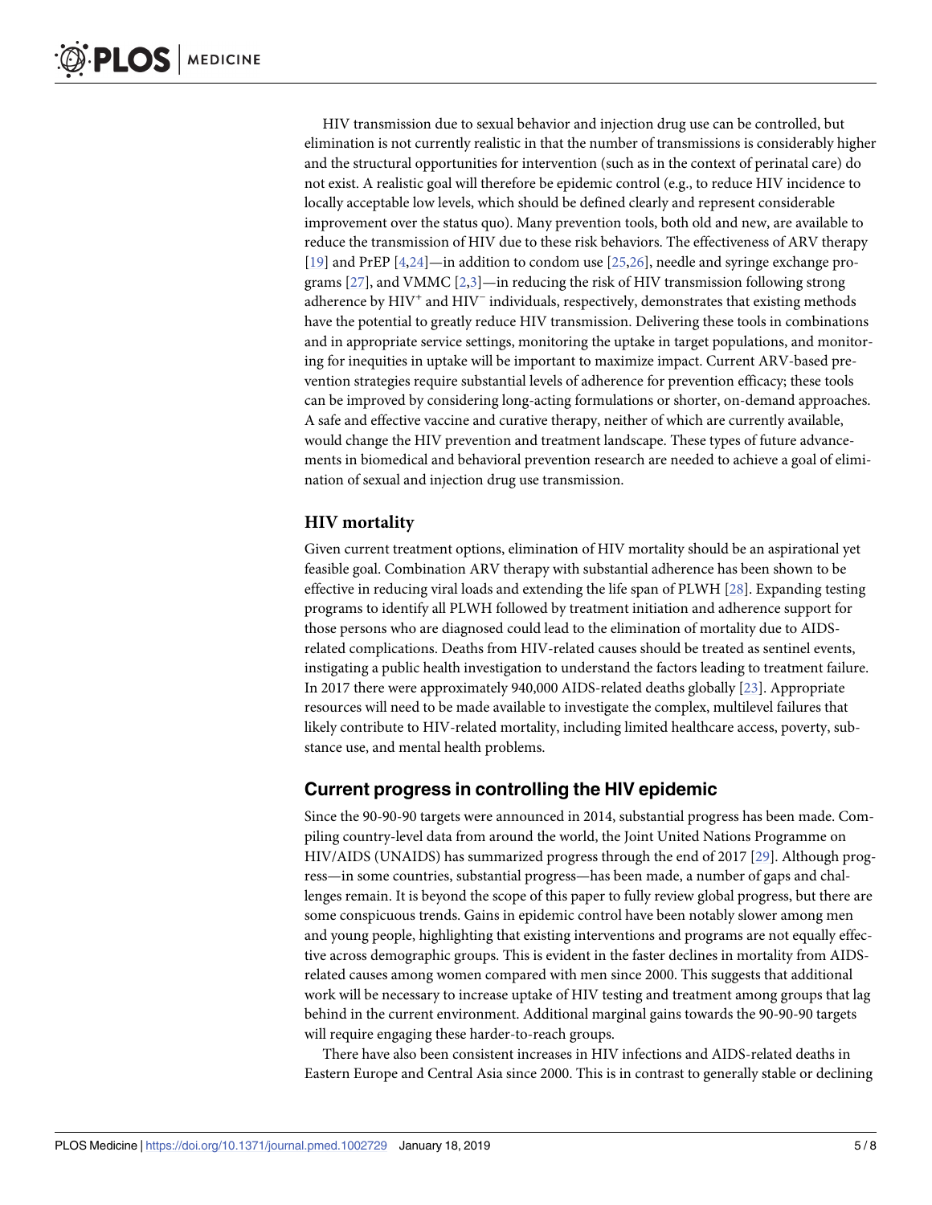HIV transmission due to sexual behavior and injection drug use can be controlled, but elimination is not currently realistic in that the number of transmissions is considerably higher and the structural opportunities for intervention (such as in the context of perinatal care) do not exist. A realistic goal will therefore be epidemic control (e.g., to reduce HIV incidence to locally acceptable low levels, which should be defined clearly and represent considerable improvement over the status quo). Many prevention tools, both old and new, are available to reduce the transmission of HIV due to these risk behaviors. The effectiveness of ARV therapy [19] and PrEP [4,24]—in addition to condom use [25,26], needle and syringe exchange programs [27], and VMMC [2,3]—in reducing the risk of HIV transmission following strong adherence by $HIV^{+}$ and $HIV^{-}$ individuals, respectively, demonstrates that existing methods have the potential to greatly reduce HIV transmission. Delivering these tools in combinations and in appropriate service settings, monitoring the uptake in target populations, and monitoring for inequities in uptake will be important to maximize impact. Current ARV-based prevention strategies require substantial levels of adherence for prevention efficacy; these tools can be improved by considering long-acting formulations or shorter, on-demand approaches. A safe and effective vaccine and curative therapy, neither of which are currently available, would change the HIV prevention and treatment landscape. These types of future advancements in biomedical and behavioral prevention research are needed to achieve a goal of elimination of sexual and injection drug use transmission.

### HIV mortality

Given current treatment options, elimination of HIV mortality should be an aspirational yet feasible goal. Combination ARV therapy with substantial adherence has been shown to be effective in reducing viral loads and extending the life span of PLWH [28]. Expanding testing programs to identify all PLWH followed by treatment initiation and adherence support for those persons who are diagnosed could lead to the elimination of mortality due to AIDS-related complications. Deaths from HIV-related causes should be treated as sentinel events, instigating a public health investigation to understand the factors leading to treatment failure. In 2017 there were approximately 940,000 AIDS-related deaths globally [23]. Appropriate resources will need to be made available to investigate the complex, multilevel failures that likely contribute to HIV-related mortality, including limited healthcare access, poverty, substance use, and mental health problems.

## Current progress in controlling the HIV epidemic

Since the 90-90-90 targets were announced in 2014, substantial progress has been made. Compiling country-level data from around the world, the Joint United Nations Programme on HIV/AIDS (UNAIDS) has summarized progress through the end of 2017 [29]. Although progress—in some countries, substantial progress—has been made, a number of gaps and challenges remain. It is beyond the scope of this paper to fully review global progress, but there are some conspicuous trends. Gains in epidemic control have been notably slower among men and young people, highlighting that existing interventions and programs are not equally effective across demographic groups. This is evident in the faster declines in mortality from AIDS-related causes among women compared with men since 2000. This suggests that additional work will be necessary to increase uptake of HIV testing and treatment among groups that lag behind in the current environment. Additional marginal gains towards the 90-90-90 targets will require engaging these harder-to-reach groups.

There have also been consistent increases in HIV infections and AIDS-related deaths in Eastern Europe and Central Asia since 2000. This is in contrast to generally stable or declining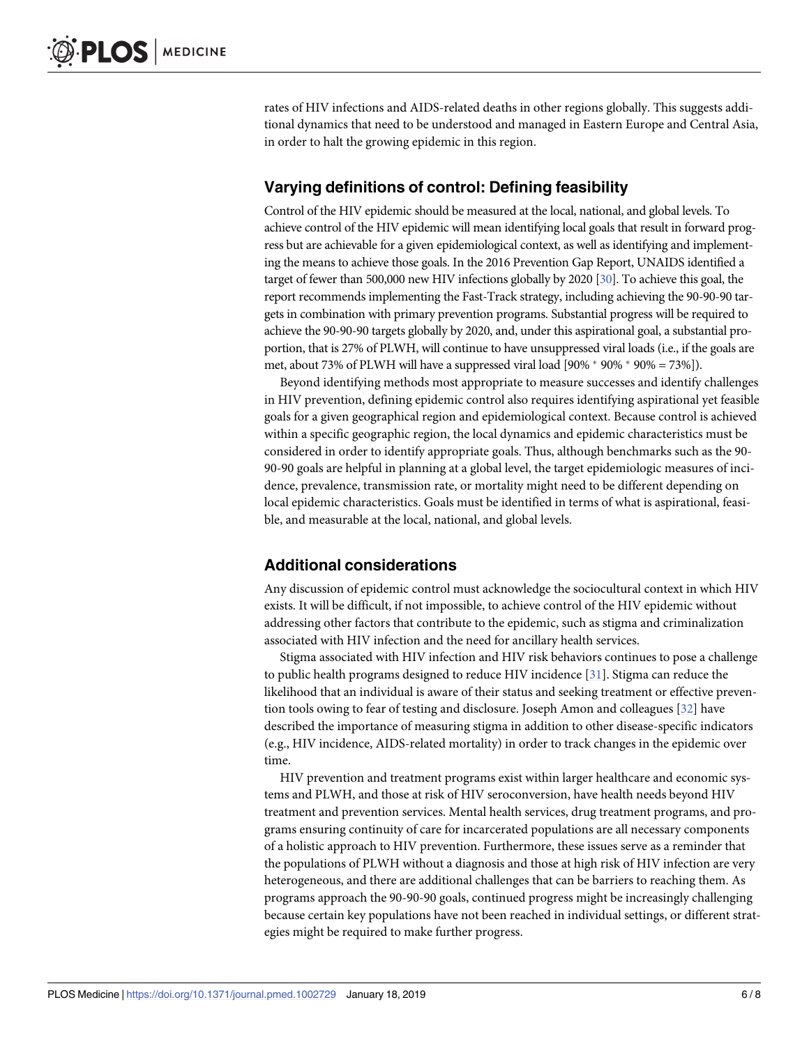rates of HIV infections and AIDS-related deaths in other regions globally. This suggests additional dynamics that need to be understood and managed in Eastern Europe and Central Asia, in order to halt the growing epidemic in this region.

## Varying definitions of control: Defining feasibility

Control of the HIV epidemic should be measured at the local, national, and global levels. To achieve control of the HIV epidemic will mean identifying local goals that result in forward progress but are achievable for a given epidemiological context, as well as identifying and implementing the means to achieve those goals. In the 2016 Prevention Gap Report, UNAIDS identified a target of fewer than 500,000 new HIV infections globally by 2020 [30]. To achieve this goal, the report recommends implementing the Fast-Track strategy, including achieving the 90-90-90 targets in combination with primary prevention programs. Substantial progress will be required to achieve the 90-90-90 targets globally by 2020, and, under this aspirational goal, a substantial proportion, that is 27% of PLWH, will continue to have unsuppressed viral loads (i.e., if the goals are met, about 73% of PLWH will have a suppressed viral load [90% * 90% * 90% = 73%]).

Beyond identifying methods most appropriate to measure successes and identify challenges in HIV prevention, defining epidemic control also requires identifying aspirational yet feasible goals for a given geographical region and epidemiological context. Because control is achieved within a specific geographic region, the local dynamics and epidemic characteristics must be considered in order to identify appropriate goals. Thus, although benchmarks such as the 90-90-90 goals are helpful in planning at a global level, the target epidemiologic measures of incidence, prevalence, transmission rate, or mortality might need to be different depending on local epidemic characteristics. Goals must be identified in terms of what is aspirational, feasible, and measurable at the local, national, and global levels.

## Additional considerations

Any discussion of epidemic control must acknowledge the sociocultural context in which HIV exists. It will be difficult, if not impossible, to achieve control of the HIV epidemic without addressing other factors that contribute to the epidemic, such as stigma and criminalization associated with HIV infection and the need for ancillary health services.

Stigma associated with HIV infection and HIV risk behaviors continues to pose a challenge to public health programs designed to reduce HIV incidence [31]. Stigma can reduce the likelihood that an individual is aware of their status and seeking treatment or effective prevention tools owing to fear of testing and disclosure. Joseph Amon and colleagues [32] have described the importance of measuring stigma in addition to other disease-specific indicators (e.g., HIV incidence, AIDS-related mortality) in order to track changes in the epidemic over time.

HIV prevention and treatment programs exist within larger healthcare and economic systems and PLWH, and those at risk of HIV seroconversion, have health needs beyond HIV treatment and prevention services. Mental health services, drug treatment programs, and programs ensuring continuity of care for incarcerated populations are all necessary components of a holistic approach to HIV prevention. Furthermore, these issues serve as a reminder that the populations of PLWH without a diagnosis and those at high risk of HIV infection are very heterogeneous, and there are additional challenges that can be barriers to reaching them. As programs approach the 90-90-90 goals, continued progress might be increasingly challenging because certain key populations have not been reached in individual settings, or different strategies might be required to make further progress.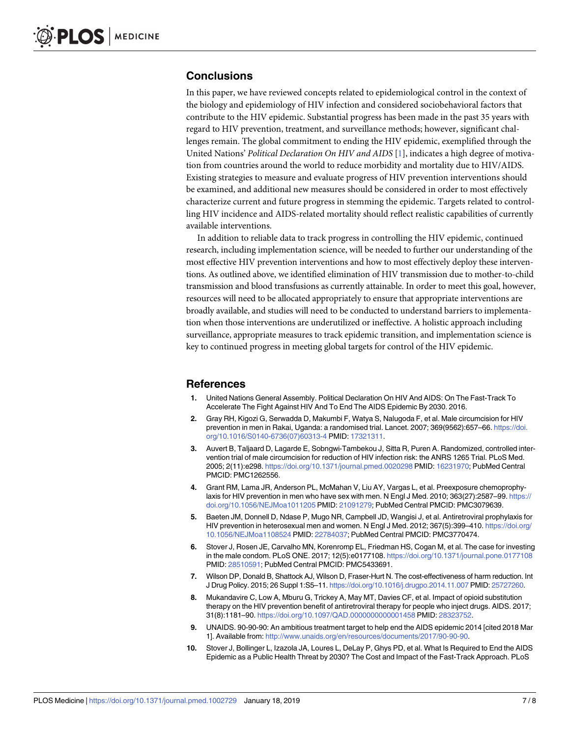## Conclusions

In this paper, we have reviewed concepts related to epidemiological control in the context of the biology and epidemiology of HIV infection and considered sociobehavioral factors that contribute to the HIV epidemic. Substantial progress has been made in the past 35 years with regard to HIV prevention, treatment, and surveillance methods; however, significant challenges remain. The global commitment to ending the HIV epidemic, exemplified through the United Nations' *Political Declaration On HIV and AIDS* [1], indicates a high degree of motivation from countries around the world to reduce morbidity and mortality due to HIV/AIDS. Existing strategies to measure and evaluate progress of HIV prevention interventions should be examined, and additional new measures should be considered in order to most effectively characterize current and future progress in stemming the epidemic. Targets related to controlling HIV incidence and AIDS-related mortality should reflect realistic capabilities of currently available interventions.

In addition to reliable data to track progress in controlling the HIV epidemic, continued research, including implementation science, will be needed to further our understanding of the most effective HIV prevention interventions and how to most effectively deploy these interventions. As outlined above, we identified elimination of HIV transmission due to mother-to-child transmission and blood transfusions as currently attainable. In order to meet this goal, however, resources will need to be allocated appropriately to ensure that appropriate interventions are broadly available, and studies will need to be conducted to understand barriers to implementation when those interventions are underutilized or ineffective. A holistic approach including surveillance, appropriate measures to track epidemic transition, and implementation science is key to continued progress in meeting global targets for control of the HIV epidemic.

## References

1. United Nations General Assembly. Political Declaration On HIV And AIDS: On The Fast-Track To Accelerate The Fight Against HIV And To End The AIDS Epidemic By 2030. 2016.
2. Gray RH, Kigozi G, Serwadda D, Makumbi F, Watya S, Nalugoda F, et al. Male circumcision for HIV prevention in men in Rakai, Uganda: a randomised trial. Lancet. 2007; 369(9562):657–66. https://doi.org/10.1016/S0140-6736(07)60313-4 PMID: 17321311.
3. Auvert B, Taljaard D, Lagarde E, Sobngwi-Tambekou J, Sitta R, Puren A. Randomized, controlled intervention trial of male circumcision for reduction of HIV infection risk: the ANRS 1265 Trial. PLoS Med. 2005; 2(11):e298. https://doi.org/10.1371/journal.pmed.0020298 PMID: 16231970; PubMed Central PMCID: PMC1262556.
4. Grant RM, Lama JR, Anderson PL, McMahan V, Liu AY, Vargas L, et al. Preexposure chemoprophylaxis for HIV prevention in men who have sex with men. N Engl J Med. 2010; 363(27):2587–99. https://doi.org/10.1056/NEJMoa1011205 PMID: 21091279; PubMed Central PMCID: PMC3079639.
5. Baeten JM, Donnell D, Ndase P, Mugo NR, Campbell JD, Wangisi J, et al. Antiretroviral prophylaxis for HIV prevention in heterosexual men and women. N Engl J Med. 2012; 367(5):399–410. https://doi.org/10.1056/NEJMoa1108524 PMID: 22784037; PubMed Central PMCID: PMC3770474.
6. Stover J, Rosen JE, Carvalho MN, Korenromp EL, Friedman HS, Cogan M, et al. The case for investing in the male condom. PLoS ONE. 2017; 12(5):e0177108. https://doi.org/10.1371/journal.pone.0177108 PMID: 28510591; PubMed Central PMCID: PMC5433691.
7. Wilson DP, Donald B, Shattock AJ, Wilson D, Fraser-Hurt N. The cost-effectiveness of harm reduction. Int J Drug Policy. 2015; 26 Suppl 1:S5–11. https://doi.org/10.1016/j.drugpo.2014.11.007 PMID: 25727260.
8. Mukandavire C, Low A, Mburu G, Trickey A, May MT, Davies CF, et al. Impact of opioid substitution therapy on the HIV prevention benefit of antiretroviral therapy for people who inject drugs. AIDS. 2017; 31(8):1181–90. https://doi.org/10.1097/QAD.0000000000001458 PMID: 28323752.
9. UNAIDS. 90-90-90: An ambitious treatment target to help end the AIDS epidemic 2014 [cited 2018 Mar 1]. Available from: http://www.unaids.org/en/resources/documents/2017/90-90-90.
10. Stover J, Bollinger L, Izazola JA, Loures L, DeLay P, Ghys PD, et al. What Is Required to End the AIDS Epidemic as a Public Health Threat by 2030? The Cost and Impact of the Fast-Track Approach. PLoS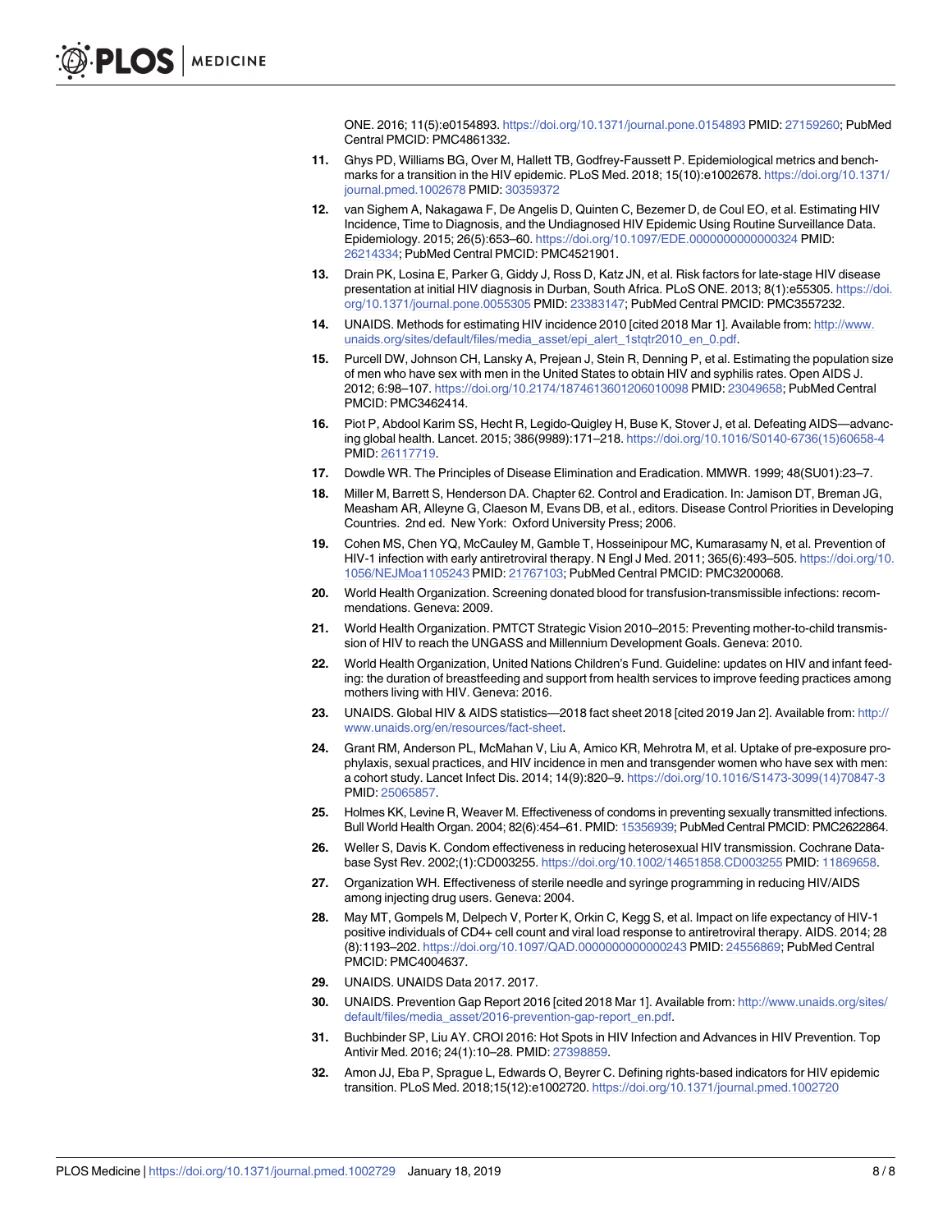ONE. 2016; 11(5):e0154893. https://doi.org/10.1371/journal.pone.0154893 PMID: 27159260; PubMed Central PMCID: PMC4861332.

11. Ghys PD, Williams BG, Over M, Hallett TB, Godfrey-Faussett P. Epidemiological metrics and benchmarks for a transition in the HIV epidemic. PLoS Med. 2018; 15(10):e1002678. https://doi.org/10.1371/journal.pmed.1002678 PMID: 30359372

12. van Sighem A, Nakagawa F, De Angelis D, Quinten C, Bezemer D, de Coul EO, et al. Estimating HIV Incidence, Time to Diagnosis, and the Undiagnosed HIV Epidemic Using Routine Surveillance Data. Epidemiology. 2015; 26(5):653–60. https://doi.org/10.1097/EDE.0000000000000324 PMID: 26214334; PubMed Central PMCID: PMC4521901.

13. Drain PK, Losina E, Parker G, Giddy J, Ross D, Katz JN, et al. Risk factors for late-stage HIV disease presentation at initial HIV diagnosis in Durban, South Africa. PLoS ONE. 2013; 8(1):e55305. https://doi.org/10.1371/journal.pone.0055305 PMID: 23383147; PubMed Central PMCID: PMC3557232.

14. UNAIDS. Methods for estimating HIV incidence 2010 [cited 2018 Mar 1]. Available from: http://www.unaids.org/sites/default/files/media_asset/epi_alert_1stqtr2010_en_0.pdf.

15. Purcell DW, Johnson CH, Lansky A, Prejean J, Stein R, Denning P, et al. Estimating the population size of men who have sex with men in the United States to obtain HIV and syphilis rates. Open AIDS J. 2012; 6:98–107. https://doi.org/10.2174/1874613601206010098 PMID: 23049658; PubMed Central PMCID: PMC3462414.

16. Piot P, Abdool Karim SS, Hecht R, Legido-Quigley H, Buse K, Stover J, et al. Defeating AIDS—advancing global health. Lancet. 2015; 386(9989):171–218. https://doi.org/10.1016/S0140-6736(15)60658-4 PMID: 26117719.

17. Dowdle WR. The Principles of Disease Elimination and Eradication. MMWR. 1999; 48(SU01):23–7.

18. Miller M, Barrett S, Henderson DA. Chapter 62. Control and Eradication. In: Jamison DT, Breman JG, Measham AR, Alleyne G, Claeson M, Evans DB, et al., editors. Disease Control Priorities in Developing Countries. 2nd ed. New York: Oxford University Press; 2006.

19. Cohen MS, Chen YQ, McCauley M, Gamble T, Hosseinipour MC, Kumarasamy N, et al. Prevention of HIV-1 infection with early antiretroviral therapy. N Engl J Med. 2011; 365(6):493–505. https://doi.org/10.1056/NEJMoa1105243 PMID: 21767103; PubMed Central PMCID: PMC3200068.

20. World Health Organization. Screening donated blood for transfusion-transmissible infections: recommendations. Geneva: 2009.

21. World Health Organization. PMTCT Strategic Vision 2010–2015: Preventing mother-to-child transmission of HIV to reach the UNGASS and Millennium Development Goals. Geneva: 2010.

22. World Health Organization, United Nations Children's Fund. Guideline: updates on HIV and infant feeding: the duration of breastfeeding and support from health services to improve feeding practices among mothers living with HIV. Geneva: 2016.

23. UNAIDS. Global HIV & AIDS statistics—2018 fact sheet 2018 [cited 2019 Jan 2]. Available from: http://www.unaids.org/en/resources/fact-sheet.

24. Grant RM, Anderson PL, McMahan V, Liu A, Amico KR, Mehrotra M, et al. Uptake of pre-exposure prophylaxis, sexual practices, and HIV incidence in men and transgender women who have sex with men: a cohort study. Lancet Infect Dis. 2014; 14(9):820–9. https://doi.org/10.1016/S1473-3099(14)70847-3 PMID: 25065857.

25. Holmes KK, Levine R, Weaver M. Effectiveness of condoms in preventing sexually transmitted infections. Bull World Health Organ. 2004; 82(6):454–61. PMID: 15356939; PubMed Central PMCID: PMC2622864.

26. Weller S, Davis K. Condom effectiveness in reducing heterosexual HIV transmission. Cochrane Database Syst Rev. 2002;(1):CD003255. https://doi.org/10.1002/14651858.CD003255 PMID: 11869658.

27. Organization WH. Effectiveness of sterile needle and syringe programming in reducing HIV/AIDS among injecting drug users. Geneva: 2004.

28. May MT, Gompels M, Delpech V, Porter K, Orkin C, Kegg S, et al. Impact on life expectancy of HIV-1 positive individuals of CD4+ cell count and viral load response to antiretroviral therapy. AIDS. 2014; 28 (8):1193–202. https://doi.org/10.1097/QAD.0000000000000243 PMID: 24556869; PubMed Central PMCID: PMC4004637.

29. UNAIDS. UNAIDS Data 2017. 2017.

30. UNAIDS. Prevention Gap Report 2016 [cited 2018 Mar 1]. Available from: http://www.unaids.org/sites/default/files/media_asset/2016-prevention-gap-report_en.pdf.

31. Buchbinder SP, Liu AY. CROI 2016: Hot Spots in HIV Infection and Advances in HIV Prevention. Top Antivir Med. 2016; 24(1):10–28. PMID: 27398859.

32. Amon JJ, Eba P, Sprague L, Edwards O, Beyrer C. Defining rights-based indicators for HIV epidemic transition. PLoS Med. 2018;15(12):e1002720. https://doi.org/10.1371/journal.pmed.1002720